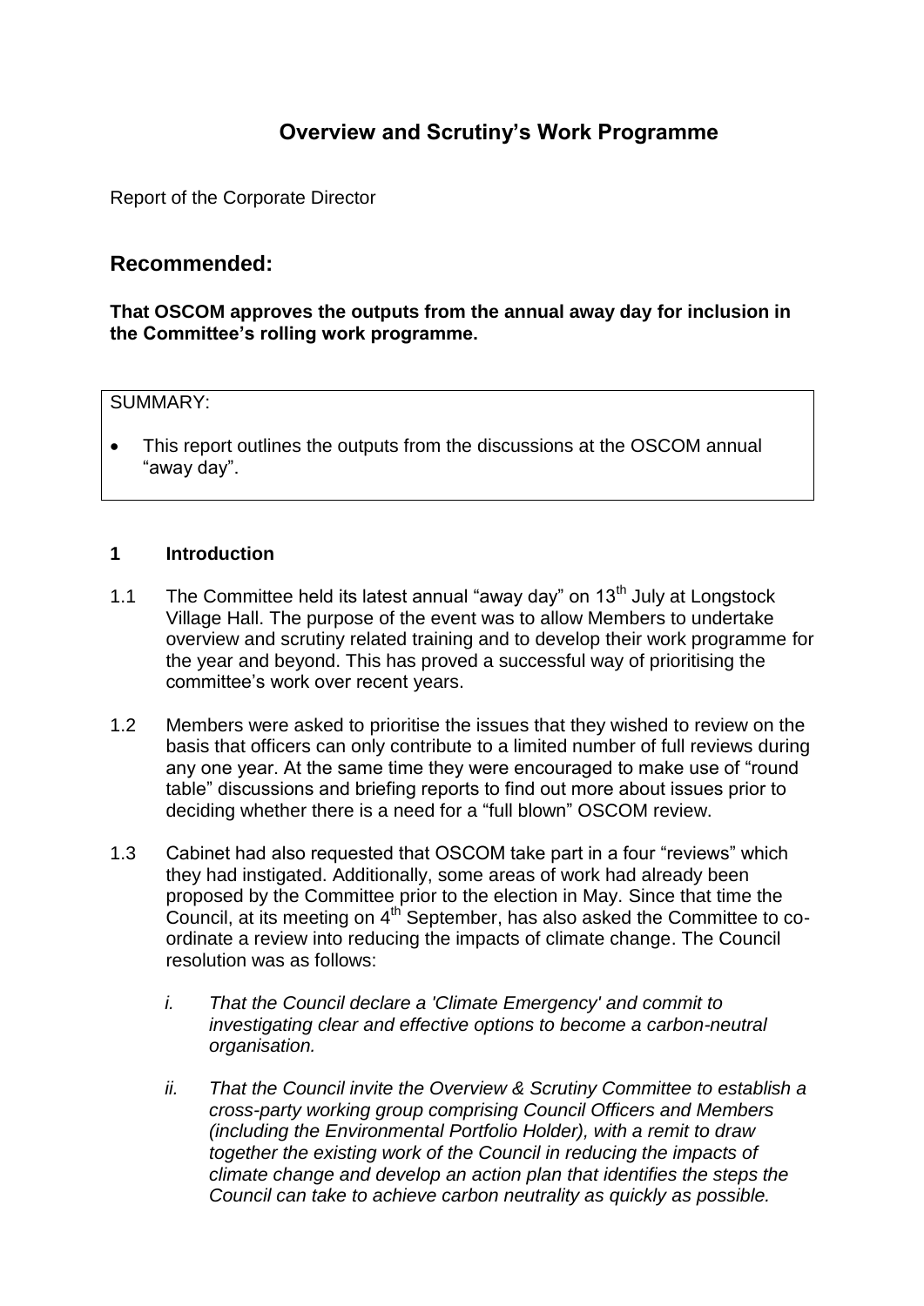# Overview and Scrutiny's Work Programme

Report of the Corporate Director

## Recommended:

**That OSCOM approves the outputs from the annual away day for inclusion in the Committee's rolling work programme.**

SUMMARY:

- This report outlines the outputs from the discussions at the OSCOM annual "away day".

## 1 Introduction

1.1 The Committee held its latest annual "away day" on 13th July at Longstock Village Hall. The purpose of the event was to allow Members to undertake overview and scrutiny related training and to develop their work programme for the year and beyond. This has proved a successful way of prioritising the committee's work over recent years.

1.2 Members were asked to prioritise the issues that they wished to review on the basis that officers can only contribute to a limited number of full reviews during any one year. At the same time they were encouraged to make use of "round table" discussions and briefing reports to find out more about issues prior to deciding whether there is a need for a "full blown" OSCOM review.

1.3 Cabinet had also requested that OSCOM take part in a four "reviews" which they had instigated. Additionally, some areas of work had already been proposed by the Committee prior to the election in May. Since that time the Council, at its meeting on 4th September, has also asked the Committee to co-ordinate a review into reducing the impacts of climate change. The Council resolution was as follows:

*i. That the Council declare a 'Climate Emergency' and commit to investigating clear and effective options to become a carbon-neutral organisation.*

*ii. That the Council invite the Overview & Scrutiny Committee to establish a cross-party working group comprising Council Officers and Members (including the Environmental Portfolio Holder), with a remit to draw together the existing work of the Council in reducing the impacts of climate change and develop an action plan that identifies the steps the Council can take to achieve carbon neutrality as quickly as possible.*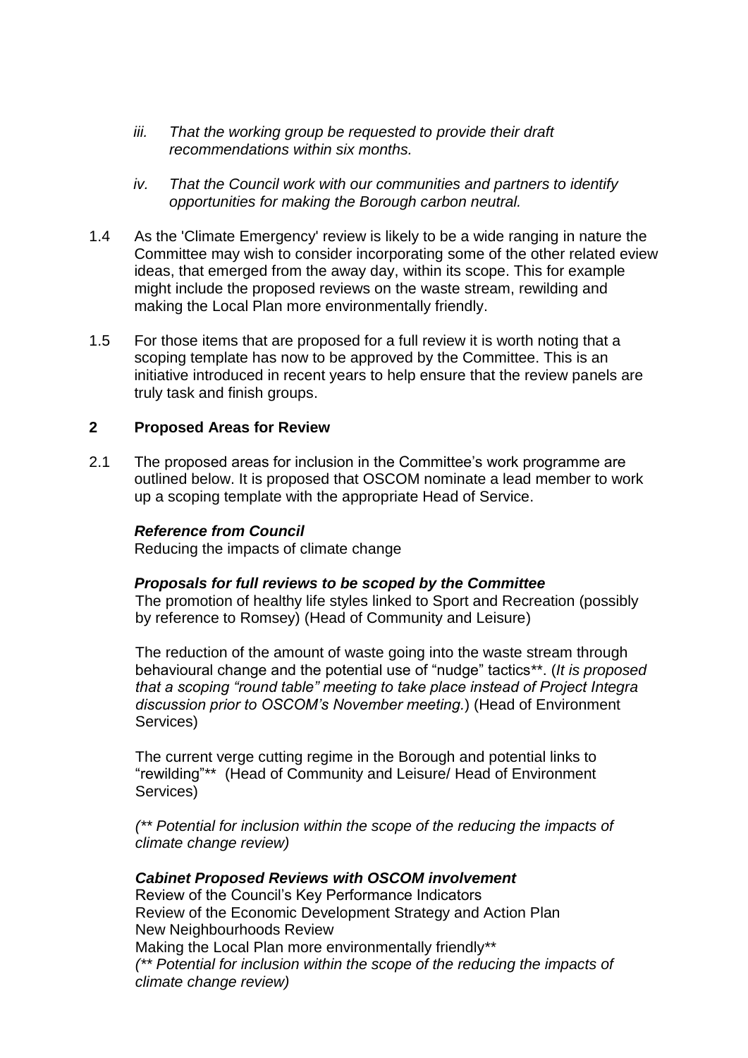*iii. That the working group be requested to provide their draft recommendations within six months.*

*iv. That the Council work with our communities and partners to identify opportunities for making the Borough carbon neutral.*

1.4 As the 'Climate Emergency' review is likely to be a wide ranging in nature the Committee may wish to consider incorporating some of the other related eview ideas, that emerged from the away day, within its scope. This for example might include the proposed reviews on the waste stream, rewilding and making the Local Plan more environmentally friendly.

1.5 For those items that are proposed for a full review it is worth noting that a scoping template has now to be approved by the Committee. This is an initiative introduced in recent years to help ensure that the review panels are truly task and finish groups.

## 2 Proposed Areas for Review

2.1 The proposed areas for inclusion in the Committee's work programme are outlined below. It is proposed that OSCOM nominate a lead member to work up a scoping template with the appropriate Head of Service.

***Reference from Council***
Reducing the impacts of climate change

***Proposals for full reviews to be scoped by the Committee***
The promotion of healthy life styles linked to Sport and Recreation (possibly by reference to Romsey) (Head of Community and Leisure)

The reduction of the amount of waste going into the waste stream through behavioural change and the potential use of "nudge" tactics**. (*It is proposed that a scoping "round table" meeting to take place instead of Project Integra discussion prior to OSCOM's November meeting.*) (Head of Environment Services)

The current verge cutting regime in the Borough and potential links to "rewilding"** (Head of Community and Leisure/ Head of Environment Services)

*(** Potential for inclusion within the scope of the reducing the impacts of climate change review)*

***Cabinet Proposed Reviews with OSCOM involvement***
Review of the Council's Key Performance Indicators
Review of the Economic Development Strategy and Action Plan
New Neighbourhoods Review
Making the Local Plan more environmentally friendly**
*(** Potential for inclusion within the scope of the reducing the impacts of climate change review)*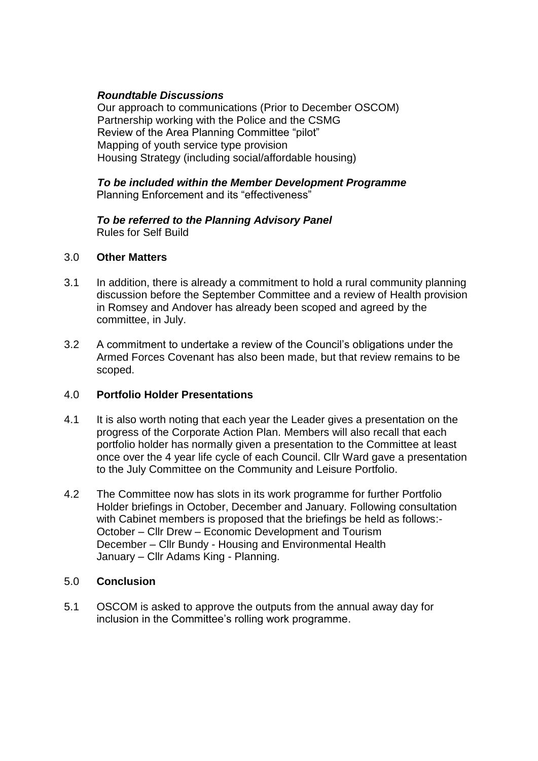***Roundtable Discussions***

Our approach to communications (Prior to December OSCOM)
Partnership working with the Police and the CSMG
Review of the Area Planning Committee "pilot"
Mapping of youth service type provision
Housing Strategy (including social/affordable housing)

***To be included within the Member Development Programme***

Planning Enforcement and its "effectiveness"

***To be referred to the Planning Advisory Panel***

Rules for Self Build

## 3.0 Other Matters

3.1 In addition, there is already a commitment to hold a rural community planning discussion before the September Committee and a review of Health provision in Romsey and Andover has already been scoped and agreed by the committee, in July.

3.2 A commitment to undertake a review of the Council's obligations under the Armed Forces Covenant has also been made, but that review remains to be scoped.

## 4.0 Portfolio Holder Presentations

4.1 It is also worth noting that each year the Leader gives a presentation on the progress of the Corporate Action Plan. Members will also recall that each portfolio holder has normally given a presentation to the Committee at least once over the 4 year life cycle of each Council. Cllr Ward gave a presentation to the July Committee on the Community and Leisure Portfolio.

4.2 The Committee now has slots in its work programme for further Portfolio Holder briefings in October, December and January. Following consultation with Cabinet members is proposed that the briefings be held as follows:-
October – Cllr Drew – Economic Development and Tourism
December – Cllr Bundy - Housing and Environmental Health
January – Cllr Adams King - Planning.

## 5.0 Conclusion

5.1 OSCOM is asked to approve the outputs from the annual away day for inclusion in the Committee's rolling work programme.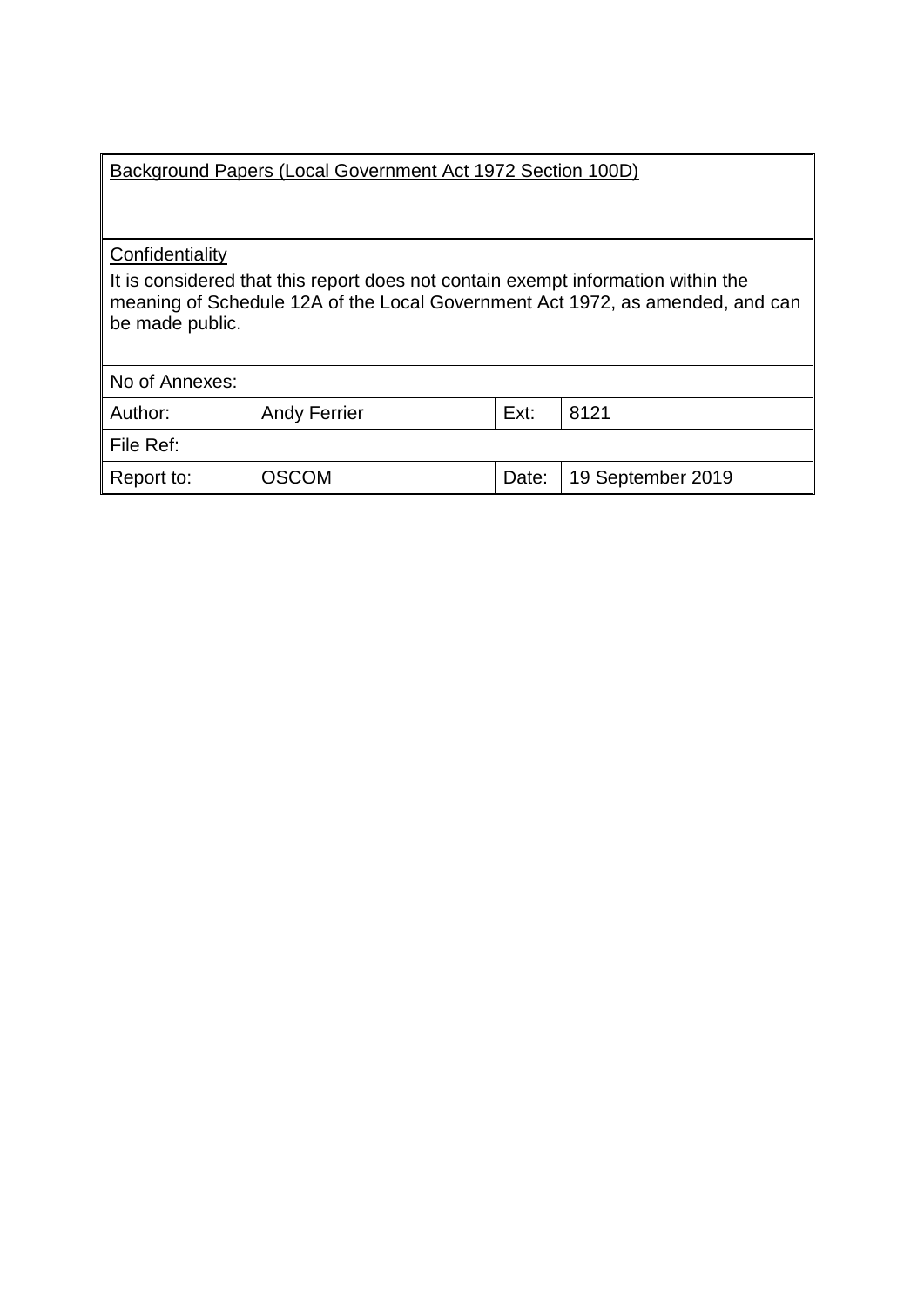| Background Papers (Local Government Act 1972 Section 100D) | | | |
|---|---|---|---|
| Confidentiality<br>It is considered that this report does not contain exempt information within the meaning of Schedule 12A of the Local Government Act 1972, as amended, and can be made public. | | | |
| No of Annexes: | | | |
| Author: | Andy Ferrier | Ext: | 8121 |
| File Ref: | | | |
| Report to: | OSCOM | Date: | 19 September 2019 |